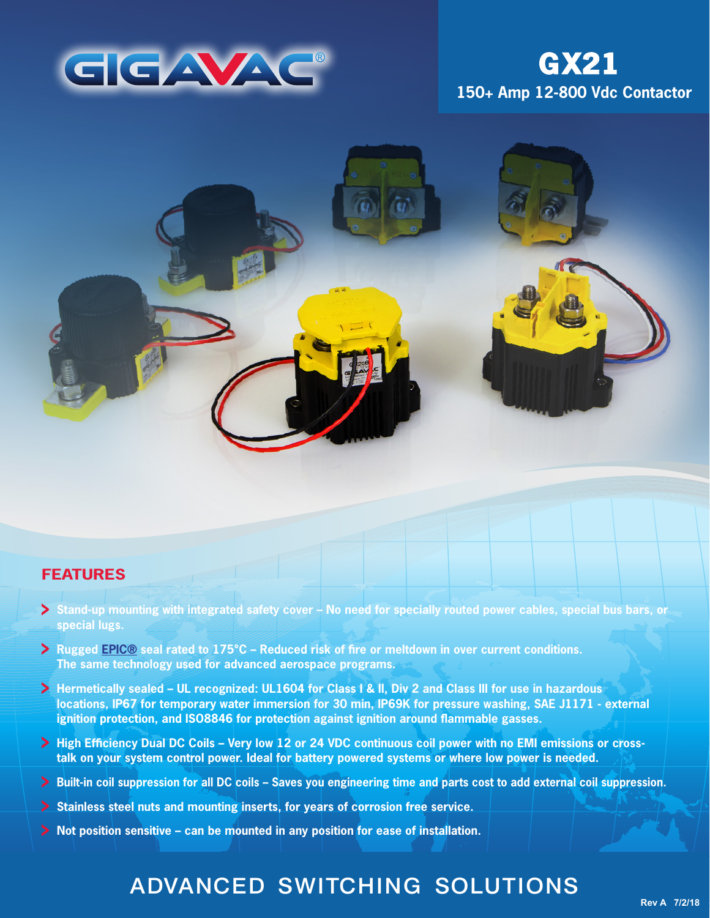# GIGAVAC®

# GX21

## 150+ Amp 12-800 Vdc Contactor

## FEATURES

- **Stand-up mounting with integrated safety cover – No need for specially routed power cables, special bus bars, or special lugs.**
- **Rugged EPIC® seal rated to 175°C – Reduced risk of fire or meltdown in over current conditions. The same technology used for advanced aerospace programs.**
- **Hermetically sealed – UL recognized: UL1604 for Class I & II, Div 2 and Class III for use in hazardous locations, IP67 for temporary water immersion for 30 min, IP69K for pressure washing, SAE J1171 - external ignition protection, and ISO8846 for protection against ignition around flammable gasses.**
- **High Efficiency Dual DC Coils – Very low 12 or 24 VDC continuous coil power with no EMI emissions or cross-talk on your system control power. Ideal for battery powered systems or where low power is needed.**
- **Built-in coil suppression for all DC coils – Saves you engineering time and parts cost to add external coil suppression.**
- **Stainless steel nuts and mounting inserts, for years of corrosion free service.**
- **Not position sensitive – can be mounted in any position for ease of installation.**

ADVANCED SWITCHING SOLUTIONS

Rev A 7/2/18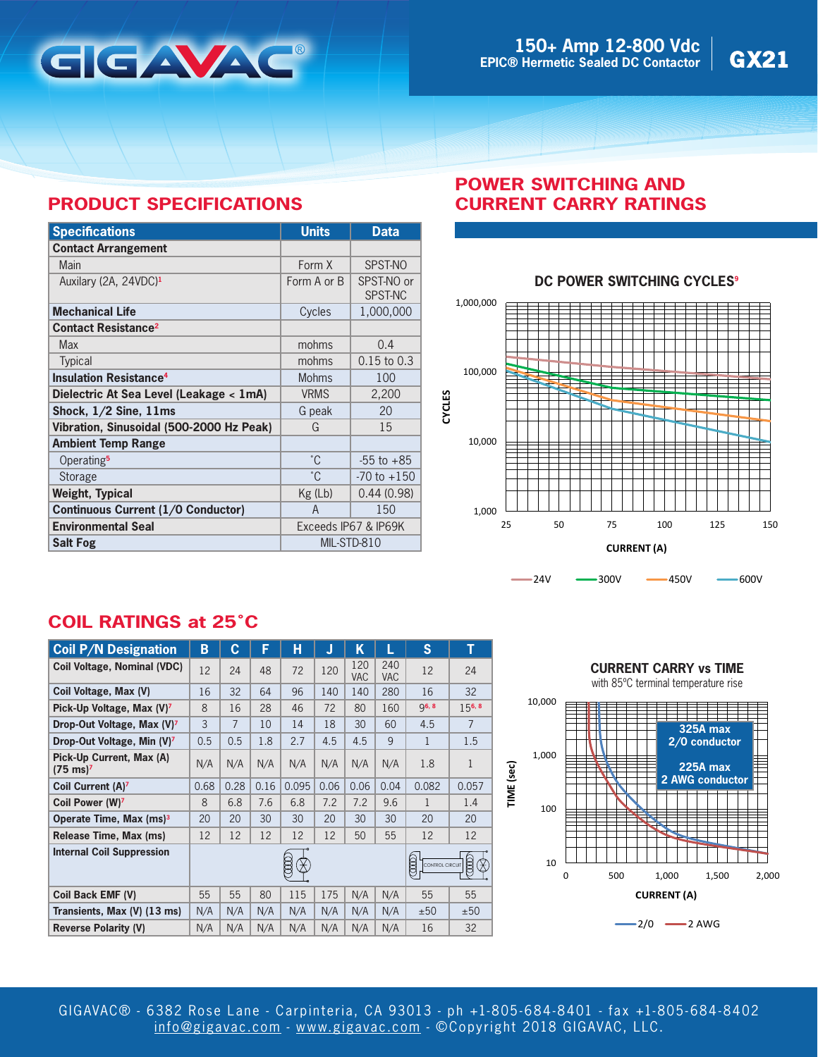# GIGAVAC®

## 150+ Amp 12-800 Vdc
## EPIC® Hermetic Sealed DC Contactor
# GX21

## PRODUCT SPECIFICATIONS

| Specifications | Units | Data |
|---|---|---|
| **Contact Arrangement** | | |
| Main | Form X | SPST-NO |
| Auxilary (2A, 24VDC)[1] | Form A or B | SPST-NO or SPST-NC |
| **Mechanical Life** | Cycles | 1,000,000 |
| **Contact Resistance[2]** | | |
| Max | mohms | 0.4 |
| Typical | mohms | 0.15 to 0.3 |
| **Insulation Resistance[4]** | Mohms | 100 |
| **Dielectric At Sea Level (Leakage < 1mA)** | VRMS | 2,200 |
| **Shock, 1/2 Sine, 11ms** | G peak | 20 |
| **Vibration, Sinusoidal (500-2000 Hz Peak)** | G | 15 |
| **Ambient Temp Range** | | |
| Operating[5] | ˚C | -55 to +85 |
| Storage | ˚C | -70 to +150 |
| **Weight, Typical** | Kg (Lb) | 0.44 (0.98) |
| **Continuous Current (1/0 Conductor)** | A | 150 |
| **Environmental Seal** | Exceeds IP67 & IP69K | |
| **Salt Fog** | MIL-STD-810 | |

## POWER SWITCHING AND CURRENT CARRY RATINGS

### DC POWER SWITCHING CYCLES[9]

CYCLES (1,000 – 1,000,000) vs CURRENT (A) (25 – 150)

Legend: 24V, 300V, 450V, 600V

### CURRENT CARRY vs TIME

with 85ºC terminal temperature rise

TIME (sec) (10 – 10,000) vs CURRENT (A) (0 – 2,000)

325A max 2/0 conductor
225A max 2 AWG conductor

Legend: 2/0, 2 AWG

## COIL RATINGS at 25˚C

| Coil P/N Designation | B | C | F | H | J | K | L | S | T |
|---|---|---|---|---|---|---|---|---|---|
| **Coil Voltage, Nominal (VDC)** | 12 | 24 | 48 | 72 | 120 | 120 VAC | 240 VAC | 12 | 24 |
| **Coil Voltage, Max (V)** | 16 | 32 | 64 | 96 | 140 | 140 | 280 | 16 | 32 |
| **Pick-Up Voltage, Max (V)[7]** | 8 | 16 | 28 | 46 | 72 | 80 | 160 | 9[6, 8] | 15[6, 8] |
| **Drop-Out Voltage, Max (V)[7]** | 3 | 7 | 10 | 14 | 18 | 30 | 60 | 4.5 | 7 |
| **Drop-Out Voltage, Min (V)[7]** | 0.5 | 0.5 | 1.8 | 2.7 | 4.5 | 4.5 | 9 | 1 | 1.5 |
| **Pick-Up Current, Max (A) (75 ms)[7]** | N/A | N/A | N/A | N/A | N/A | N/A | N/A | 1.8 | 1 |
| **Coil Current (A)[7]** | 0.68 | 0.28 | 0.16 | 0.095 | 0.06 | 0.06 | 0.04 | 0.082 | 0.057 |
| **Coil Power (W)[7]** | 8 | 6.8 | 7.6 | 6.8 | 7.2 | 7.2 | 9.6 | 1 | 1.4 |
| **Operate Time, Max (ms)[3]** | 20 | 20 | 30 | 30 | 20 | 30 | 30 | 20 | 20 |
| **Release Time, Max (ms)** | 12 | 12 | 12 | 12 | 12 | 50 | 55 | 12 | 12 |
| **Internal Coil Suppression** | | | | | | | | CONTROL CIRCUIT | |
| **Coil Back EMF (V)** | 55 | 55 | 80 | 115 | 175 | N/A | N/A | 55 | 55 |
| **Transients, Max (V) (13 ms)** | N/A | N/A | N/A | N/A | N/A | N/A | N/A | ±50 | ±50 |
| **Reverse Polarity (V)** | N/A | N/A | N/A | N/A | N/A | N/A | N/A | 16 | 32 |

GIGAVAC® - 6382 Rose Lane - Carpinteria, CA 93013 - ph +1-805-684-8401 - fax +1-805-684-8402
info@gigavac.com - www.gigavac.com - ©Copyright 2018 GIGAVAC, LLC.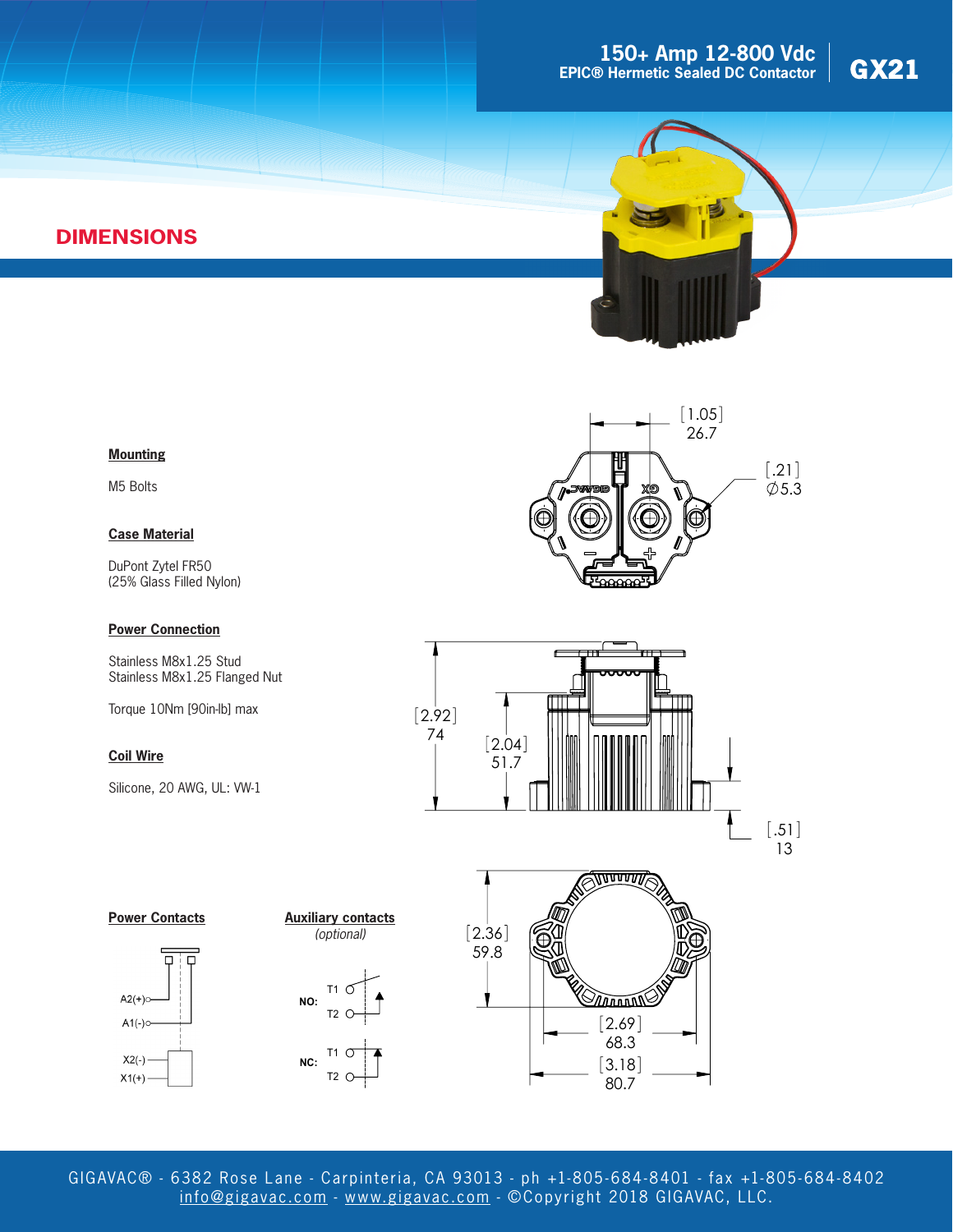# 150+ Amp 12-800 Vdc
## EPIC® Hermetic Sealed DC Contactor

# GX21

## DIMENSIONS

**Mounting**

M5 Bolts

**Case Material**

DuPont Zytel FR50
(25% Glass Filled Nylon)

**Power Connection**

Stainless M8x1.25 Stud
Stainless M8x1.25 Flanged Nut

Torque 10Nm [90in-lb] max

**Coil Wire**

Silicone, 20 AWG, UL: VW-1

[1.05] 26.7

[.21] ∅5.3

[2.92] 74

[2.04] 51.7

[.51] 13

[2.36] 59.8

[2.69] 68.3

[3.18] 80.7

**Power Contacts**

A2(+)
A1(-)
X2(-)
X1(+)

**Auxiliary contacts**
*(optional)*

NO: T1 T2

NC: T1 T2

GIGAVAC® - 6382 Rose Lane - Carpinteria, CA 93013 - ph +1-805-684-8401 - fax +1-805-684-8402
info@gigavac.com - www.gigavac.com - ©Copyright 2018 GIGAVAC, LLC.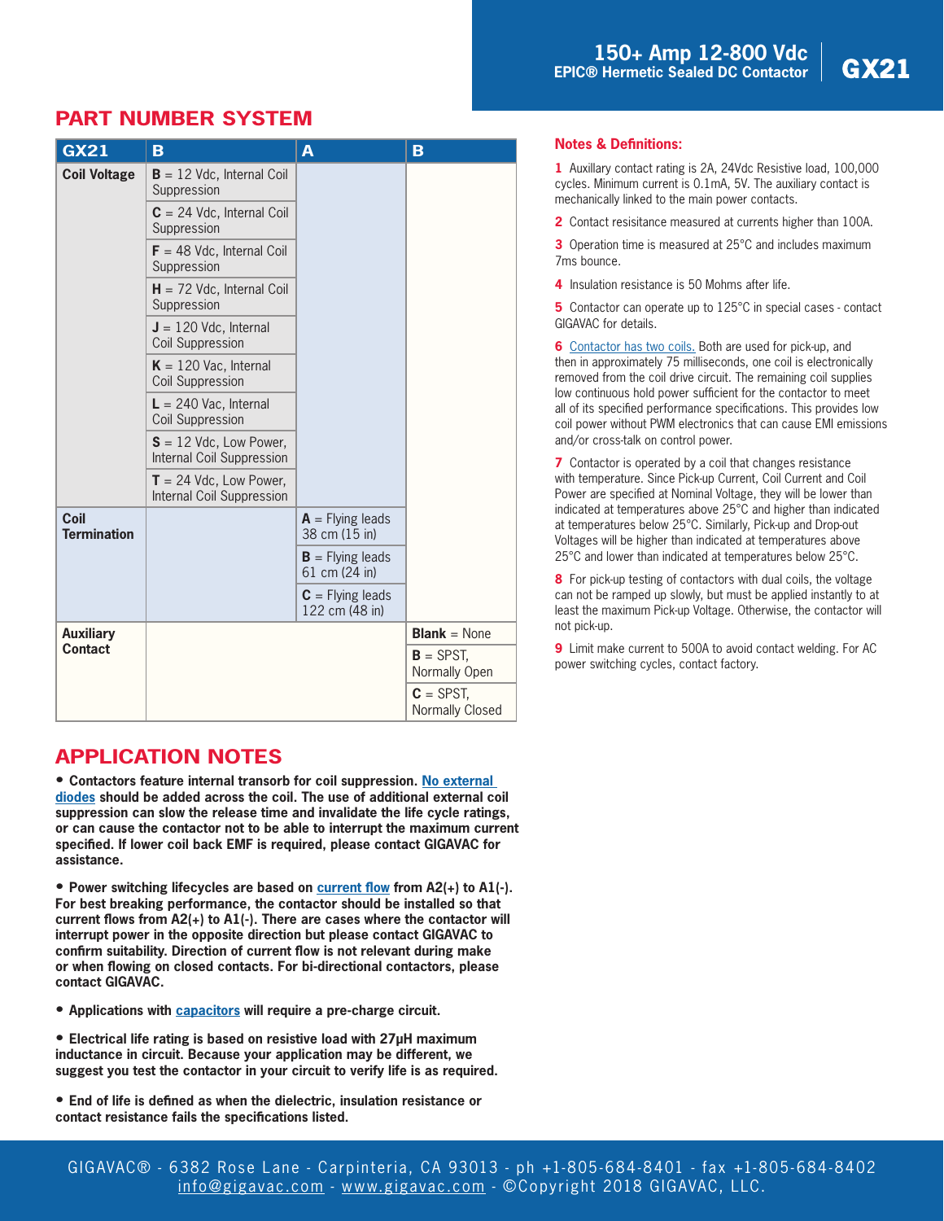## PART NUMBER SYSTEM

| GX21 | B | A | B |
|---|---|---|---|
| **Coil Voltage** | **B** = 12 Vdc, Internal Coil Suppression | | |
| | **C** = 24 Vdc, Internal Coil Suppression | | |
| | **F** = 48 Vdc, Internal Coil Suppression | | |
| | **H** = 72 Vdc, Internal Coil Suppression | | |
| | **J** = 120 Vdc, Internal Coil Suppression | | |
| | **K** = 120 Vac, Internal Coil Suppression | | |
| | **L** = 240 Vac, Internal Coil Suppression | | |
| | **S** = 12 Vdc, Low Power, Internal Coil Suppression | | |
| | **T** = 24 Vdc, Low Power, Internal Coil Suppression | | |
| **Coil Termination** | | **A** = Flying leads 38 cm (15 in) | |
| | | **B** = Flying leads 61 cm (24 in) | |
| | | **C** = Flying leads 122 cm (48 in) | |
| **Auxiliary Contact** | | | **Blank** = None |
| | | | **B** = SPST, Normally Open |
| | | | **C** = SPST, Normally Closed |

## APPLICATION NOTES

- **Contactors feature internal transorb for coil suppression. No external diodes should be added across the coil. The use of additional external coil suppression can slow the release time and invalidate the life cycle ratings, or can cause the contactor not to be able to interrupt the maximum current specified. If lower coil back EMF is required, please contact GIGAVAC for assistance.**

- **Power switching lifecycles are based on current flow from A2(+) to A1(-). For best breaking performance, the contactor should be installed so that current flows from A2(+) to A1(-). There are cases where the contactor will interrupt power in the opposite direction but please contact GIGAVAC to confirm suitability. Direction of current flow is not relevant during make or when flowing on closed contacts. For bi-directional contactors, please contact GIGAVAC.**

- **Applications with capacitors will require a pre-charge circuit.**

- **Electrical life rating is based on resistive load with 27µH maximum inductance in circuit. Because your application may be different, we suggest you test the contactor in your circuit to verify life is as required.**

- **End of life is defined as when the dielectric, insulation resistance or contact resistance fails the specifications listed.**

### Notes & Definitions:

1 Auxillary contact rating is 2A, 24Vdc Resistive load, 100,000 cycles. Minimum current is 0.1mA, 5V. The auxiliary contact is mechanically linked to the main power contacts.

2 Contact resisitance measured at currents higher than 100A.

3 Operation time is measured at 25°C and includes maximum 7ms bounce.

4 Insulation resistance is 50 Mohms after life.

5 Contactor can operate up to 125°C in special cases - contact GIGAVAC for details.

6 Contactor has two coils. Both are used for pick-up, and then in approximately 75 milliseconds, one coil is electronically removed from the coil drive circuit. The remaining coil supplies low continuous hold power sufficient for the contactor to meet all of its specified performance specifications. This provides low coil power without PWM electronics that can cause EMI emissions and/or cross-talk on control power.

7 Contactor is operated by a coil that changes resistance with temperature. Since Pick-up Current, Coil Current and Coil Power are specified at Nominal Voltage, they will be lower than indicated at temperatures above 25°C and higher than indicated at temperatures below 25°C. Similarly, Pick-up and Drop-out Voltages will be higher than indicated at temperatures above 25°C and lower than indicated at temperatures below 25°C.

8 For pick-up testing of contactors with dual coils, the voltage can not be ramped up slowly, but must be applied instantly to at least the maximum Pick-up Voltage. Otherwise, the contactor will not pick-up.

9 Limit make current to 500A to avoid contact welding. For AC power switching cycles, contact factory.